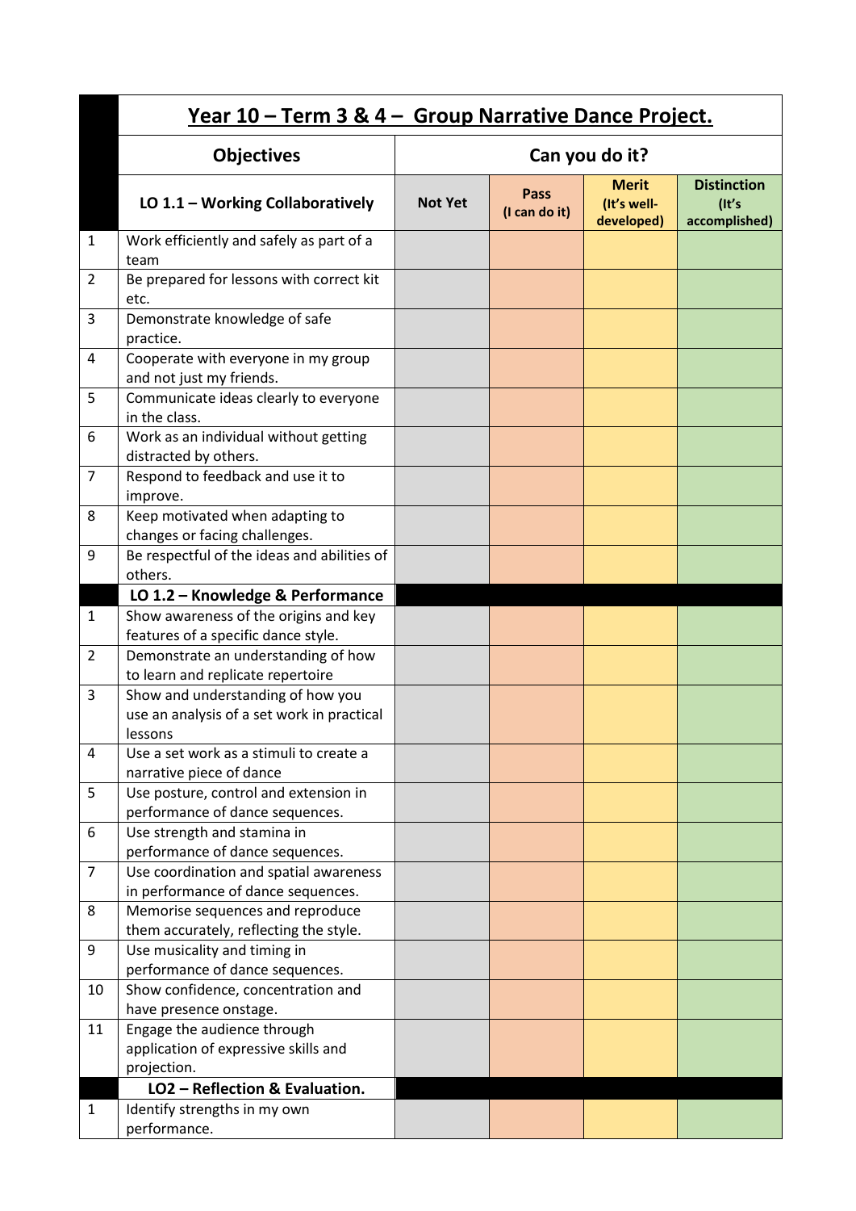| | Year 10 – Term 3 & 4 – Group Narrative Dance Project. | | | | |
|---|---|---|---|---|---|
| | **Objectives** | **Can you do it?** | | | |
| | **LO 1.1 – Working Collaboratively** | **Not Yet** | **Pass (I can do it)** | **Merit (It's well-developed)** | **Distinction (It's accomplished)** |
| 1 | Work efficiently and safely as part of a team | | | | |
| 2 | Be prepared for lessons with correct kit etc. | | | | |
| 3 | Demonstrate knowledge of safe practice. | | | | |
| 4 | Cooperate with everyone in my group and not just my friends. | | | | |
| 5 | Communicate ideas clearly to everyone in the class. | | | | |
| 6 | Work as an individual without getting distracted by others. | | | | |
| 7 | Respond to feedback and use it to improve. | | | | |
| 8 | Keep motivated when adapting to changes or facing challenges. | | | | |
| 9 | Be respectful of the ideas and abilities of others. | | | | |
| | **LO 1.2 – Knowledge & Performance** | | | | |
| 1 | Show awareness of the origins and key features of a specific dance style. | | | | |
| 2 | Demonstrate an understanding of how to learn and replicate repertoire | | | | |
| 3 | Show and understanding of how you use an analysis of a set work in practical lessons | | | | |
| 4 | Use a set work as a stimuli to create a narrative piece of dance | | | | |
| 5 | Use posture, control and extension in performance of dance sequences. | | | | |
| 6 | Use strength and stamina in performance of dance sequences. | | | | |
| 7 | Use coordination and spatial awareness in performance of dance sequences. | | | | |
| 8 | Memorise sequences and reproduce them accurately, reflecting the style. | | | | |
| 9 | Use musicality and timing in performance of dance sequences. | | | | |
| 10 | Show confidence, concentration and have presence onstage. | | | | |
| 11 | Engage the audience through application of expressive skills and projection. | | | | |
| | **LO2 – Reflection & Evaluation.** | | | | |
| 1 | Identify strengths in my own performance. | | | | |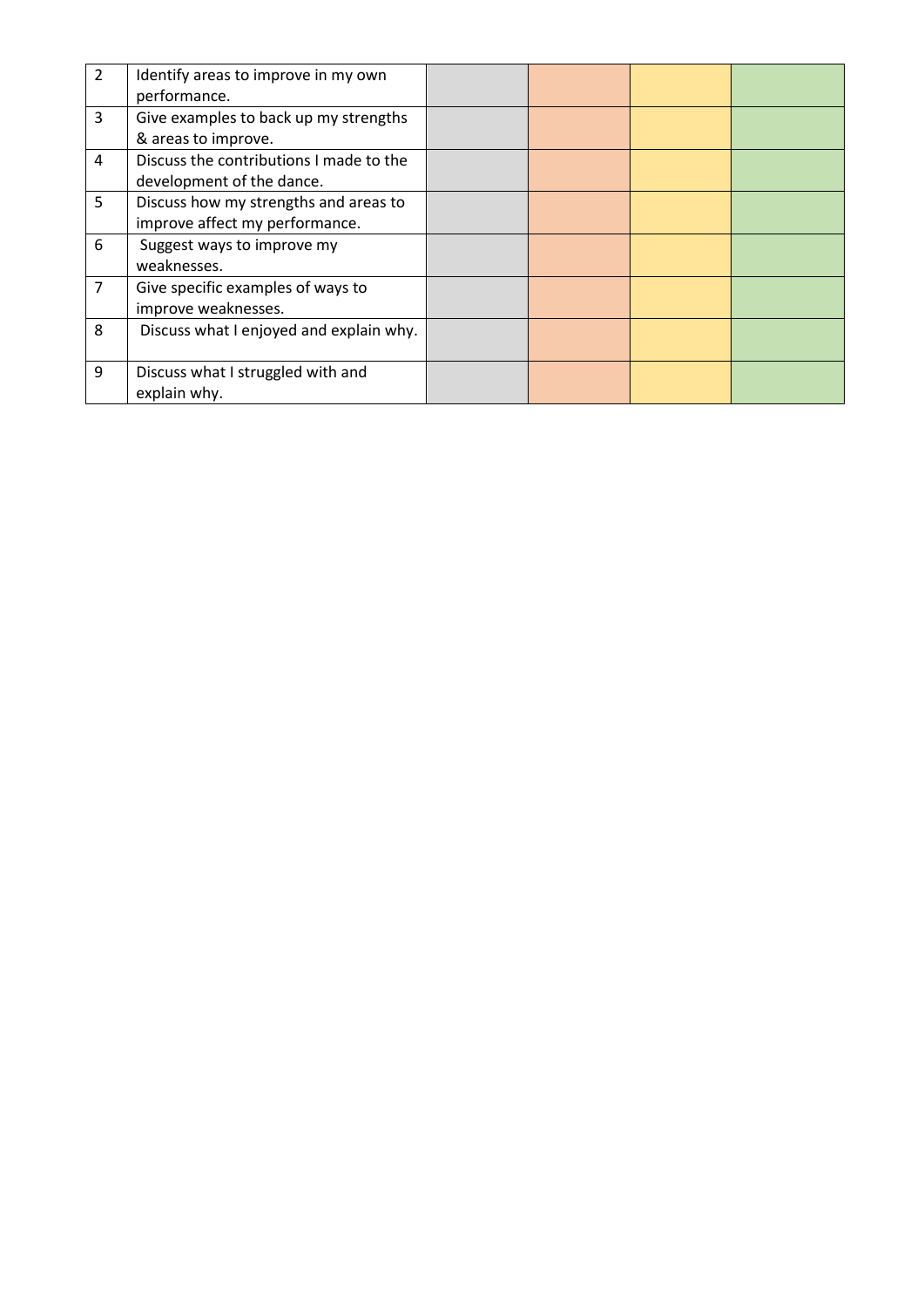| | | | | | |
|---|---|---|---|---|---|
| 2 | Identify areas to improve in my own performance. | | | | |
| 3 | Give examples to back up my strengths & areas to improve. | | | | |
| 4 | Discuss the contributions I made to the development of the dance. | | | | |
| 5 | Discuss how my strengths and areas to improve affect my performance. | | | | |
| 6 | Suggest ways to improve my weaknesses. | | | | |
| 7 | Give specific examples of ways to improve weaknesses. | | | | |
| 8 | Discuss what I enjoyed and explain why. | | | | |
| 9 | Discuss what I struggled with and explain why. | | | | |